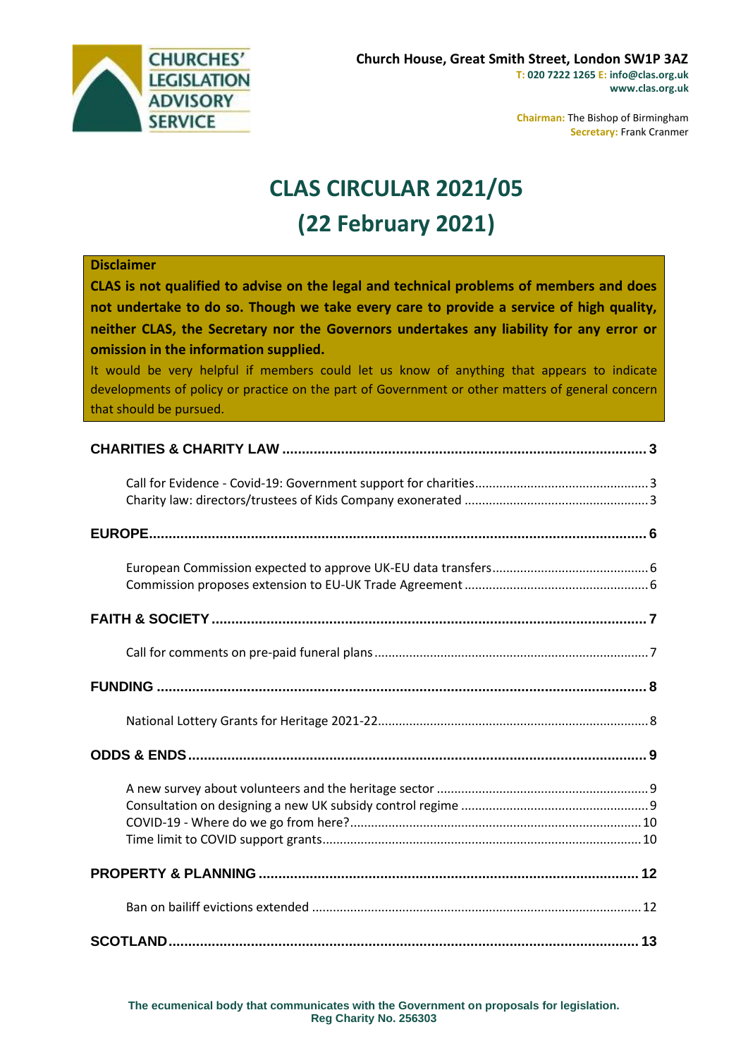**CHURCHES' LEGISLATION ADVISORY SERVICE**

**Church House, Great Smith Street, London SW1P 3AZ**
**T: 020 7222 1265 E: info@clas.org.uk**
**www.clas.org.uk**

**Chairman:** The Bishop of Birmingham
**Secretary:** Frank Cranmer

# CLAS CIRCULAR 2021/05
# (22 February 2021)

**Disclaimer**

**CLAS is not qualified to advise on the legal and technical problems of members and does not undertake to do so. Though we take every care to provide a service of high quality, neither CLAS, the Secretary nor the Governors undertakes any liability for any error or omission in the information supplied.**

It would be very helpful if members could let us know of anything that appears to indicate developments of policy or practice on the part of Government or other matters of general concern that should be pursued.

**CHARITIES & CHARITY LAW** .... 3

- Call for Evidence - Covid-19: Government support for charities .... 3
- Charity law: directors/trustees of Kids Company exonerated .... 3

**EUROPE** .... 6

- European Commission expected to approve UK-EU data transfers .... 6
- Commission proposes extension to EU-UK Trade Agreement .... 6

**FAITH & SOCIETY** .... 7

- Call for comments on pre-paid funeral plans .... 7

**FUNDING** .... 8

- National Lottery Grants for Heritage 2021-22 .... 8

**ODDS & ENDS** .... 9

- A new survey about volunteers and the heritage sector .... 9
- Consultation on designing a new UK subsidy control regime .... 9
- COVID-19 - Where do we go from here? .... 10
- Time limit to COVID support grants .... 10

**PROPERTY & PLANNING** .... 12

- Ban on bailiff evictions extended .... 12

**SCOTLAND** .... 13

**The ecumenical body that communicates with the Government on proposals for legislation.**
**Reg Charity No. 256303**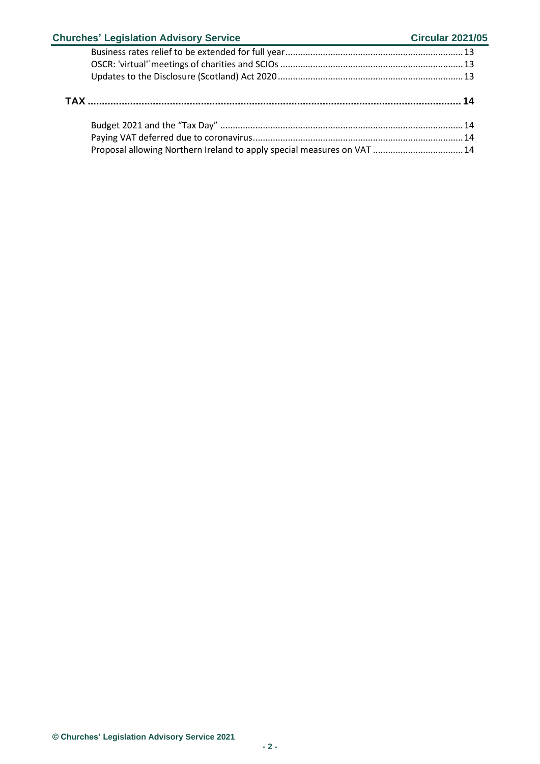Business rates relief to be extended for full year ........ 13
OSCR: 'virtual'`meetings of charities and SCIOs ........ 13
Updates to the Disclosure (Scotland) Act 2020 ........ 13

**TAX ........ 14**

Budget 2021 and the "Tax Day" ........ 14
Paying VAT deferred due to coronavirus ........ 14
Proposal allowing Northern Ireland to apply special measures on VAT ........ 14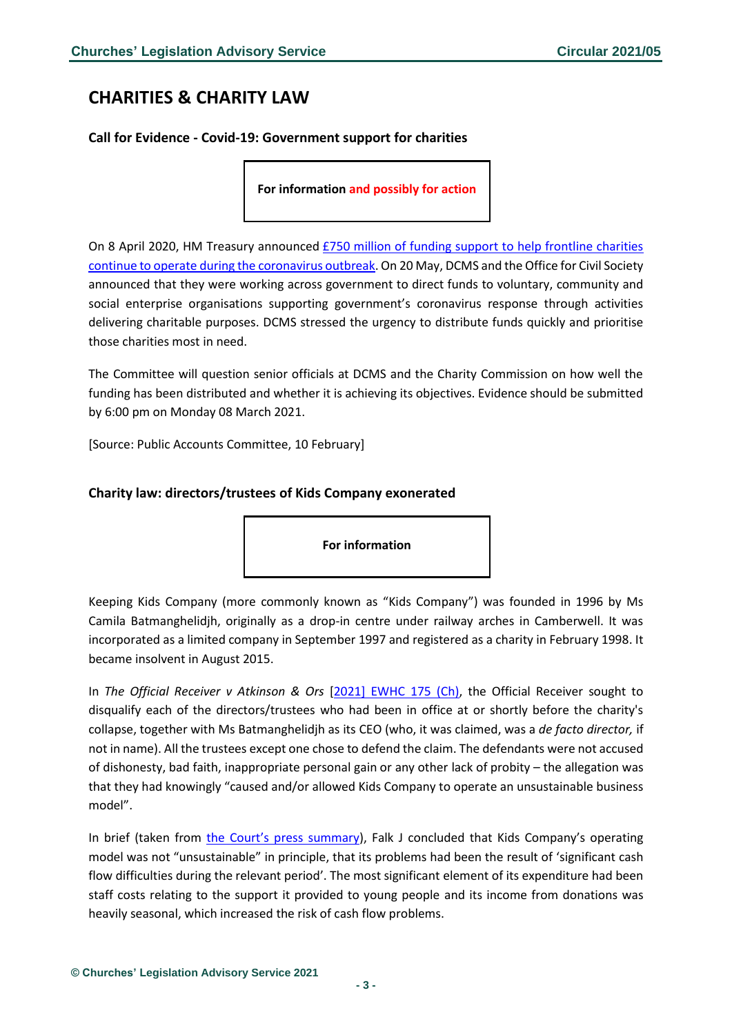# CHARITIES & CHARITY LAW

### Call for Evidence - Covid-19: Government support for charities

**For information and possibly for action**

On 8 April 2020, HM Treasury announced [£750 million of funding support to help frontline charities continue to operate during the coronavirus outbreak](). On 20 May, DCMS and the Office for Civil Society announced that they were working across government to direct funds to voluntary, community and social enterprise organisations supporting government's coronavirus response through activities delivering charitable purposes. DCMS stressed the urgency to distribute funds quickly and prioritise those charities most in need.

The Committee will question senior officials at DCMS and the Charity Commission on how well the funding has been distributed and whether it is achieving its objectives. Evidence should be submitted by 6:00 pm on Monday 08 March 2021.

[Source: Public Accounts Committee, 10 February]

### Charity law: directors/trustees of Kids Company exonerated

**For information**

Keeping Kids Company (more commonly known as "Kids Company") was founded in 1996 by Ms Camila Batmanghelidjh, originally as a drop-in centre under railway arches in Camberwell. It was incorporated as a limited company in September 1997 and registered as a charity in February 1998. It became insolvent in August 2015.

In *The Official Receiver v Atkinson & Ors* [[2021] EWHC 175 (Ch)](), the Official Receiver sought to disqualify each of the directors/trustees who had been in office at or shortly before the charity's collapse, together with Ms Batmanghelidjh as its CEO (who, it was claimed, was a *de facto director,* if not in name). All the trustees except one chose to defend the claim. The defendants were not accused of dishonesty, bad faith, inappropriate personal gain or any other lack of probity – the allegation was that they had knowingly "caused and/or allowed Kids Company to operate an unsustainable business model".

In brief (taken from [the Court's press summary]()), Falk J concluded that Kids Company's operating model was not "unsustainable" in principle, that its problems had been the result of 'significant cash flow difficulties during the relevant period'. The most significant element of its expenditure had been staff costs relating to the support it provided to young people and its income from donations was heavily seasonal, which increased the risk of cash flow problems.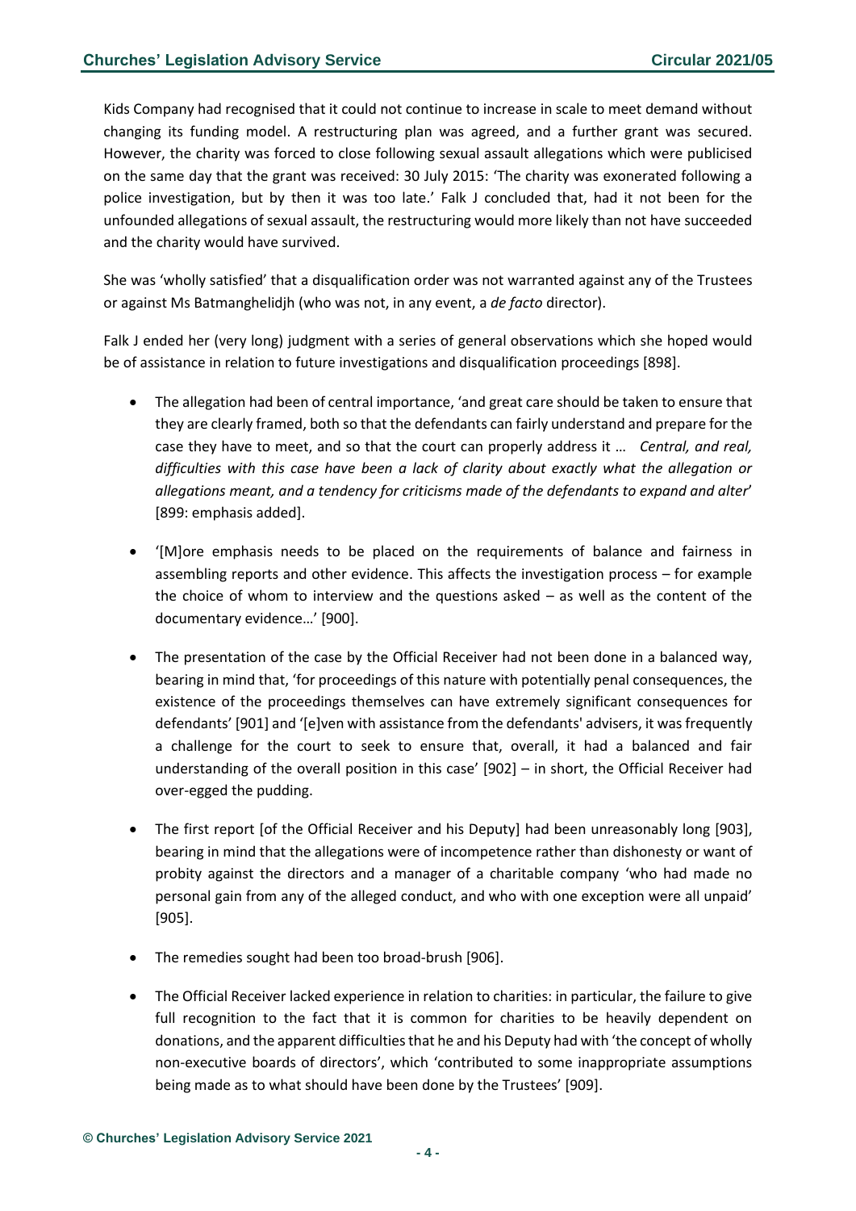Kids Company had recognised that it could not continue to increase in scale to meet demand without changing its funding model. A restructuring plan was agreed, and a further grant was secured. However, the charity was forced to close following sexual assault allegations which were publicised on the same day that the grant was received: 30 July 2015: 'The charity was exonerated following a police investigation, but by then it was too late.' Falk J concluded that, had it not been for the unfounded allegations of sexual assault, the restructuring would more likely than not have succeeded and the charity would have survived.

She was 'wholly satisfied' that a disqualification order was not warranted against any of the Trustees or against Ms Batmanghelidjh (who was not, in any event, a *de facto* director).

Falk J ended her (very long) judgment with a series of general observations which she hoped would be of assistance in relation to future investigations and disqualification proceedings [898].

- The allegation had been of central importance, 'and great care should be taken to ensure that they are clearly framed, both so that the defendants can fairly understand and prepare for the case they have to meet, and so that the court can properly address it … *Central, and real, difficulties with this case have been a lack of clarity about exactly what the allegation or allegations meant, and a tendency for criticisms made of the defendants to expand and alter*' [899: emphasis added].
- '[M]ore emphasis needs to be placed on the requirements of balance and fairness in assembling reports and other evidence. This affects the investigation process – for example the choice of whom to interview and the questions asked – as well as the content of the documentary evidence…' [900].
- The presentation of the case by the Official Receiver had not been done in a balanced way, bearing in mind that, 'for proceedings of this nature with potentially penal consequences, the existence of the proceedings themselves can have extremely significant consequences for defendants' [901] and '[e]ven with assistance from the defendants' advisers, it was frequently a challenge for the court to seek to ensure that, overall, it had a balanced and fair understanding of the overall position in this case' [902] – in short, the Official Receiver had over-egged the pudding.
- The first report [of the Official Receiver and his Deputy] had been unreasonably long [903], bearing in mind that the allegations were of incompetence rather than dishonesty or want of probity against the directors and a manager of a charitable company 'who had made no personal gain from any of the alleged conduct, and who with one exception were all unpaid' [905].
- The remedies sought had been too broad-brush [906].
- The Official Receiver lacked experience in relation to charities: in particular, the failure to give full recognition to the fact that it is common for charities to be heavily dependent on donations, and the apparent difficulties that he and his Deputy had with 'the concept of wholly non-executive boards of directors', which 'contributed to some inappropriate assumptions being made as to what should have been done by the Trustees' [909].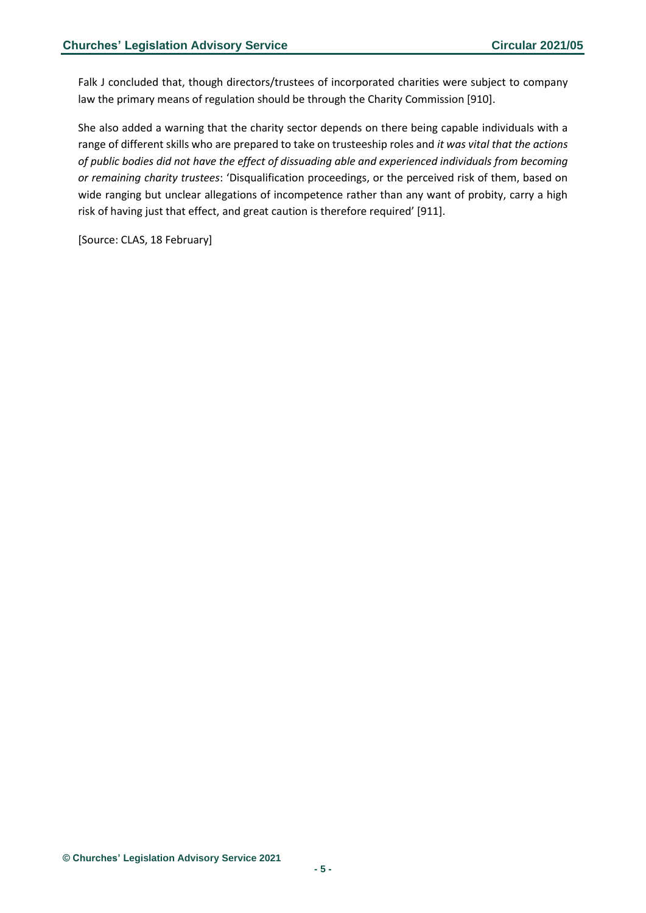Falk J concluded that, though directors/trustees of incorporated charities were subject to company law the primary means of regulation should be through the Charity Commission [910].

She also added a warning that the charity sector depends on there being capable individuals with a range of different skills who are prepared to take on trusteeship roles and *it was vital that the actions of public bodies did not have the effect of dissuading able and experienced individuals from becoming or remaining charity trustees*: 'Disqualification proceedings, or the perceived risk of them, based on wide ranging but unclear allegations of incompetence rather than any want of probity, carry a high risk of having just that effect, and great caution is therefore required' [911].

[Source: CLAS, 18 February]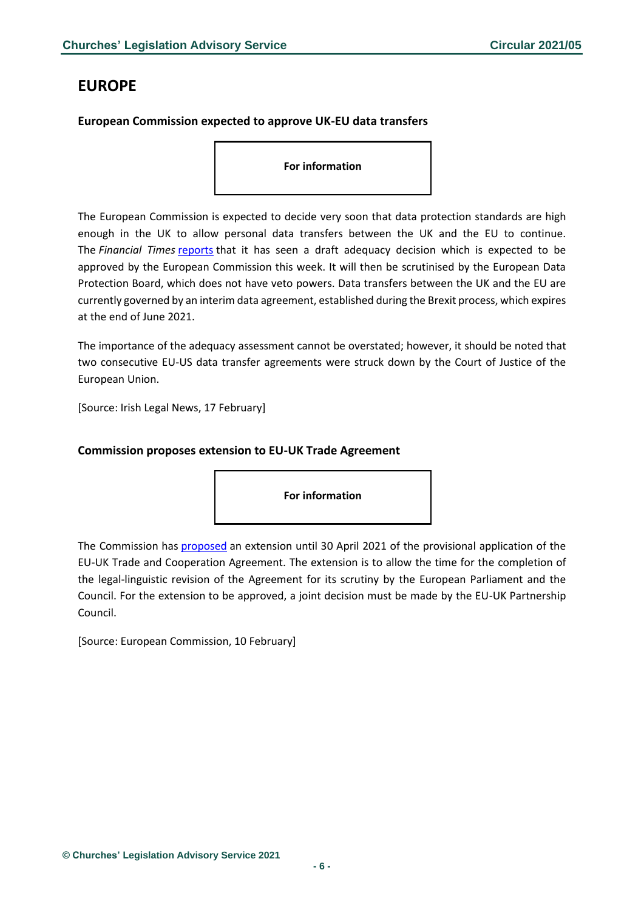# EUROPE

### European Commission expected to approve UK-EU data transfers

**For information**

The European Commission is expected to decide very soon that data protection standards are high enough in the UK to allow personal data transfers between the UK and the EU to continue. The *Financial Times* reports that it has seen a draft adequacy decision which is expected to be approved by the European Commission this week. It will then be scrutinised by the European Data Protection Board, which does not have veto powers. Data transfers between the UK and the EU are currently governed by an interim data agreement, established during the Brexit process, which expires at the end of June 2021.

The importance of the adequacy assessment cannot be overstated; however, it should be noted that two consecutive EU-US data transfer agreements were struck down by the Court of Justice of the European Union.

[Source: Irish Legal News, 17 February]

### Commission proposes extension to EU-UK Trade Agreement

**For information**

The Commission has proposed an extension until 30 April 2021 of the provisional application of the EU-UK Trade and Cooperation Agreement. The extension is to allow the time for the completion of the legal-linguistic revision of the Agreement for its scrutiny by the European Parliament and the Council. For the extension to be approved, a joint decision must be made by the EU-UK Partnership Council.

[Source: European Commission, 10 February]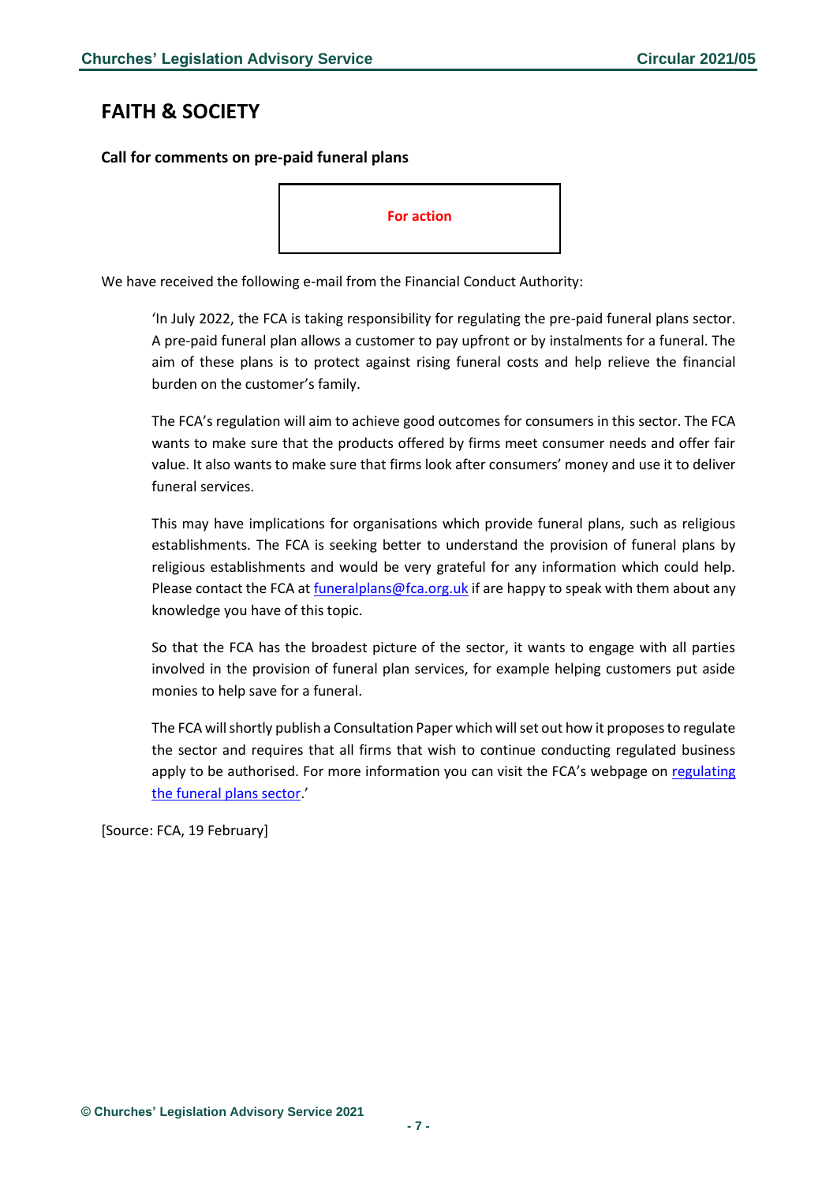## FAITH & SOCIETY

**Call for comments on pre-paid funeral plans**

**For action**

We have received the following e-mail from the Financial Conduct Authority:

> 'In July 2022, the FCA is taking responsibility for regulating the pre-paid funeral plans sector. A pre-paid funeral plan allows a customer to pay upfront or by instalments for a funeral. The aim of these plans is to protect against rising funeral costs and help relieve the financial burden on the customer's family.
>
> The FCA's regulation will aim to achieve good outcomes for consumers in this sector. The FCA wants to make sure that the products offered by firms meet consumer needs and offer fair value. It also wants to make sure that firms look after consumers' money and use it to deliver funeral services.
>
> This may have implications for organisations which provide funeral plans, such as religious establishments. The FCA is seeking better to understand the provision of funeral plans by religious establishments and would be very grateful for any information which could help. Please contact the FCA at [funeralplans@fca.org.uk](mailto:funeralplans@fca.org.uk) if are happy to speak with them about any knowledge you have of this topic.
>
> So that the FCA has the broadest picture of the sector, it wants to engage with all parties involved in the provision of funeral plan services, for example helping customers put aside monies to help save for a funeral.
>
> The FCA will shortly publish a Consultation Paper which will set out how it proposes to regulate the sector and requires that all firms that wish to continue conducting regulated business apply to be authorised. For more information you can visit the FCA's webpage on regulating the funeral plans sector.'

[Source: FCA, 19 February]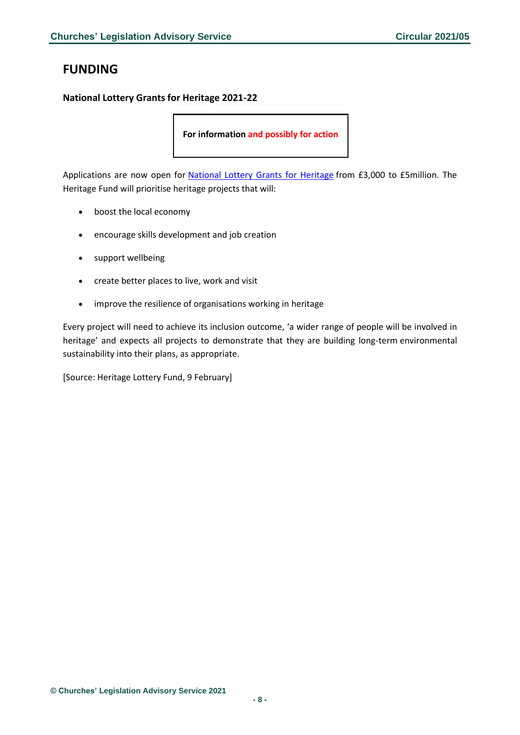## FUNDING

### National Lottery Grants for Heritage 2021-22

**For information and possibly for action**

Applications are now open for National Lottery Grants for Heritage from £3,000 to £5million. The Heritage Fund will prioritise heritage projects that will:

- boost the local economy
- encourage skills development and job creation
- support wellbeing
- create better places to live, work and visit
- improve the resilience of organisations working in heritage

Every project will need to achieve its inclusion outcome, 'a wider range of people will be involved in heritage' and expects all projects to demonstrate that they are building long-term environmental sustainability into their plans, as appropriate.

[Source: Heritage Lottery Fund, 9 February]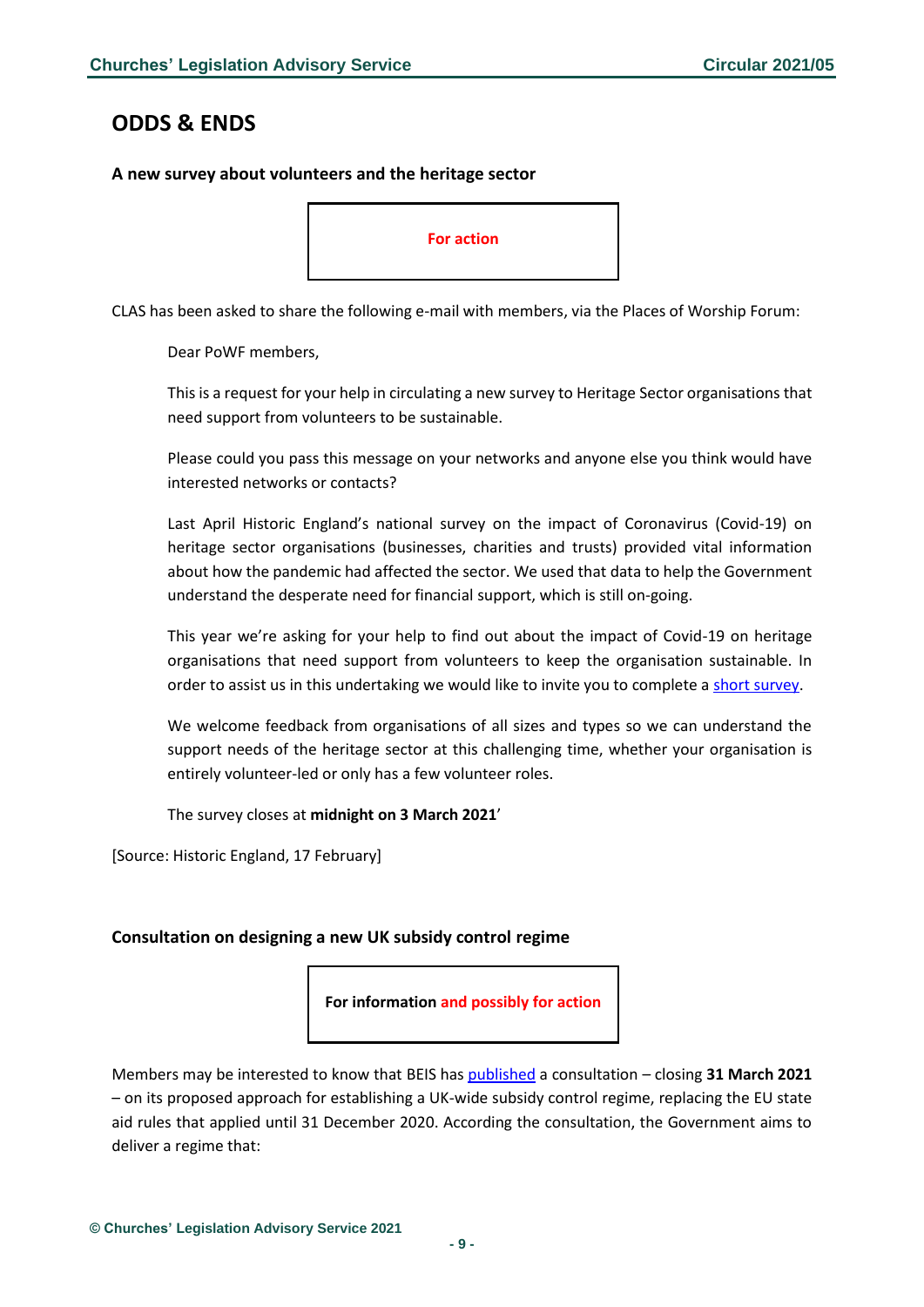## ODDS & ENDS

### A new survey about volunteers and the heritage sector

**For action**

CLAS has been asked to share the following e-mail with members, via the Places of Worship Forum:

> Dear PoWF members,
>
> This is a request for your help in circulating a new survey to Heritage Sector organisations that need support from volunteers to be sustainable.
>
> Please could you pass this message on your networks and anyone else you think would have interested networks or contacts?
>
> Last April Historic England's national survey on the impact of Coronavirus (Covid-19) on heritage sector organisations (businesses, charities and trusts) provided vital information about how the pandemic had affected the sector. We used that data to help the Government understand the desperate need for financial support, which is still on-going.
>
> This year we're asking for your help to find out about the impact of Covid-19 on heritage organisations that need support from volunteers to keep the organisation sustainable. In order to assist us in this undertaking we would like to invite you to complete a short survey.
>
> We welcome feedback from organisations of all sizes and types so we can understand the support needs of the heritage sector at this challenging time, whether your organisation is entirely volunteer-led or only has a few volunteer roles.
>
> The survey closes at **midnight on 3 March 2021**'

[Source: Historic England, 17 February]

### Consultation on designing a new UK subsidy control regime

**For information and possibly for action**

Members may be interested to know that BEIS has published a consultation – closing **31 March 2021** – on its proposed approach for establishing a UK-wide subsidy control regime, replacing the EU state aid rules that applied until 31 December 2020. According the consultation, the Government aims to deliver a regime that: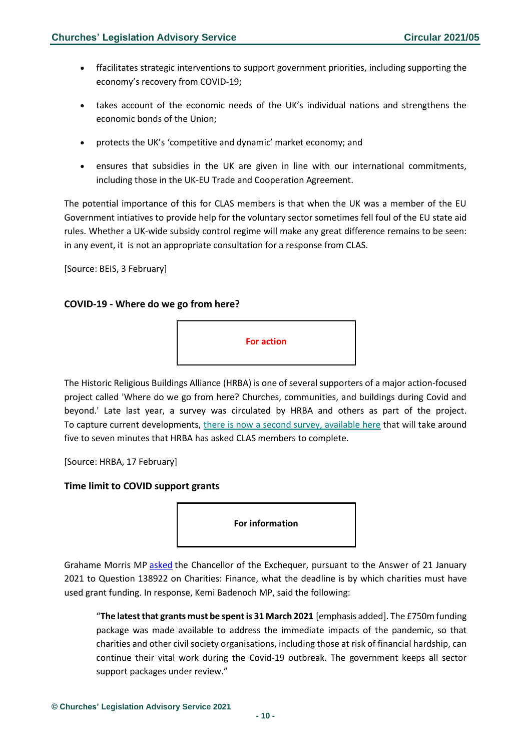- ffacilitates strategic interventions to support government priorities, including supporting the economy's recovery from COVID-19;
- takes account of the economic needs of the UK's individual nations and strengthens the economic bonds of the Union;
- protects the UK's 'competitive and dynamic' market economy; and
- ensures that subsidies in the UK are given in line with our international commitments, including those in the UK-EU Trade and Cooperation Agreement.

The potential importance of this for CLAS members is that when the UK was a member of the EU Government intiatives to provide help for the voluntary sector sometimes fell foul of the EU state aid rules. Whether a UK-wide subsidy control regime will make any great difference remains to be seen: in any event, it is not an appropriate consultation for a response from CLAS.

[Source: BEIS, 3 February]

### COVID-19 - Where do we go from here?

**For action**

The Historic Religious Buildings Alliance (HRBA) is one of several supporters of a major action-focused project called 'Where do we go from here? Churches, communities, and buildings during Covid and beyond.' Late last year, a survey was circulated by HRBA and others as part of the project. To capture current developments, there is now a second survey, available here that will take around five to seven minutes that HRBA has asked CLAS members to complete.

[Source: HRBA, 17 February]

### Time limit to COVID support grants

**For information**

Grahame Morris MP asked the Chancellor of the Exchequer, pursuant to the Answer of 21 January 2021 to Question 138922 on Charities: Finance, what the deadline is by which charities must have used grant funding. In response, Kemi Badenoch MP, said the following:

> "**The latest that grants must be spent is 31 March 2021** [emphasis added]. The £750m funding package was made available to address the immediate impacts of the pandemic, so that charities and other civil society organisations, including those at risk of financial hardship, can continue their vital work during the Covid-19 outbreak. The government keeps all sector support packages under review."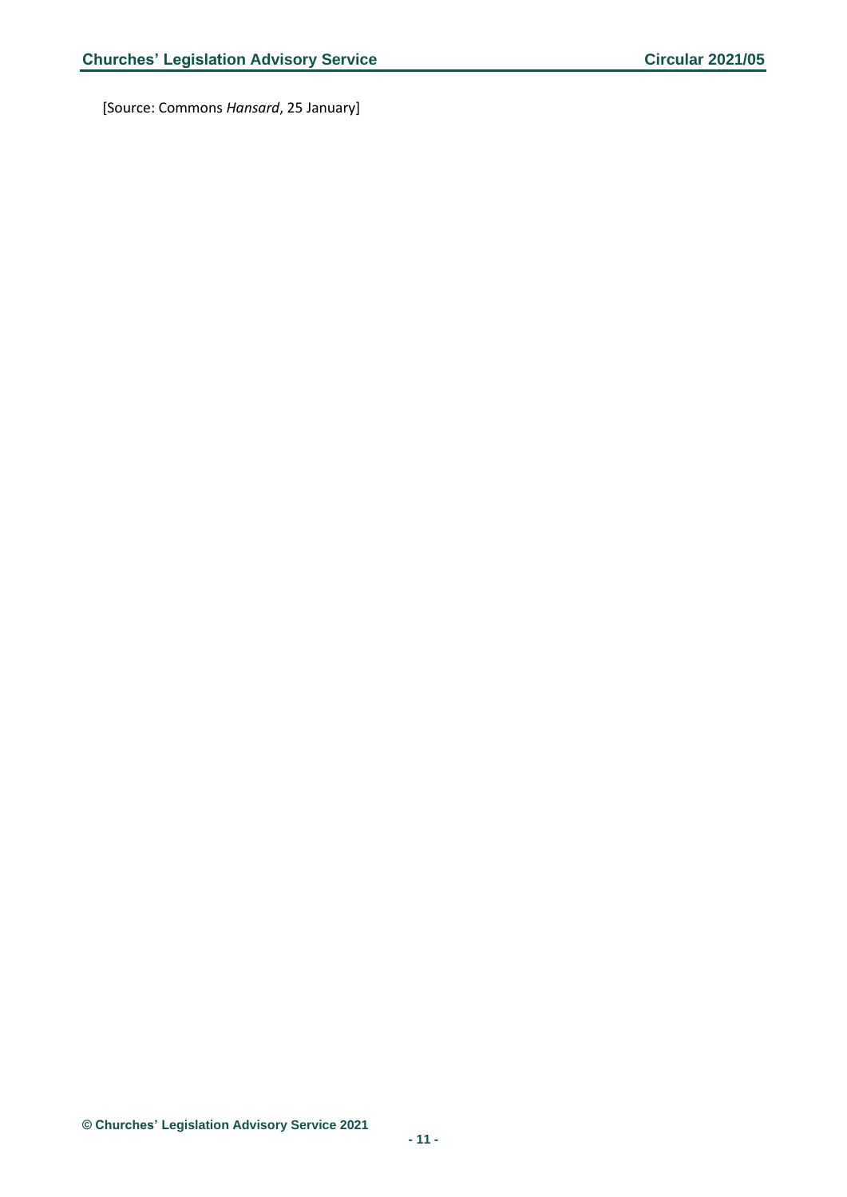[Source: Commons *Hansard*, 25 January]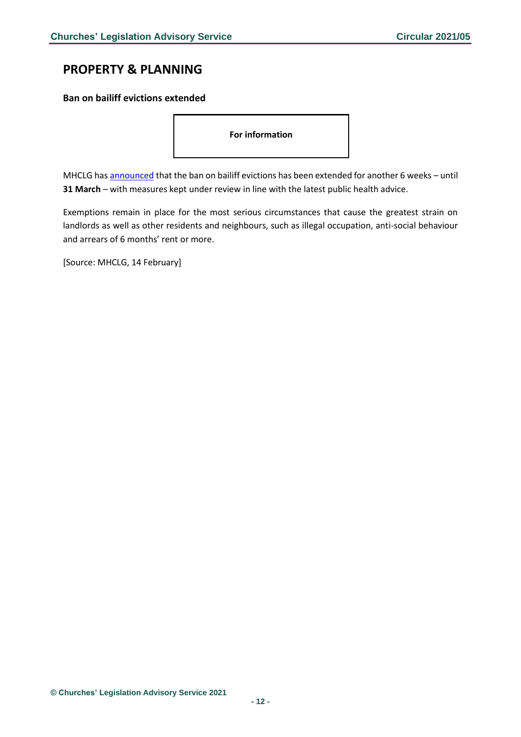## PROPERTY & PLANNING

### Ban on bailiff evictions extended

**For information**

MHCLG has announced that the ban on bailiff evictions has been extended for another 6 weeks – until **31 March** – with measures kept under review in line with the latest public health advice.

Exemptions remain in place for the most serious circumstances that cause the greatest strain on landlords as well as other residents and neighbours, such as illegal occupation, anti-social behaviour and arrears of 6 months' rent or more.

[Source: MHCLG, 14 February]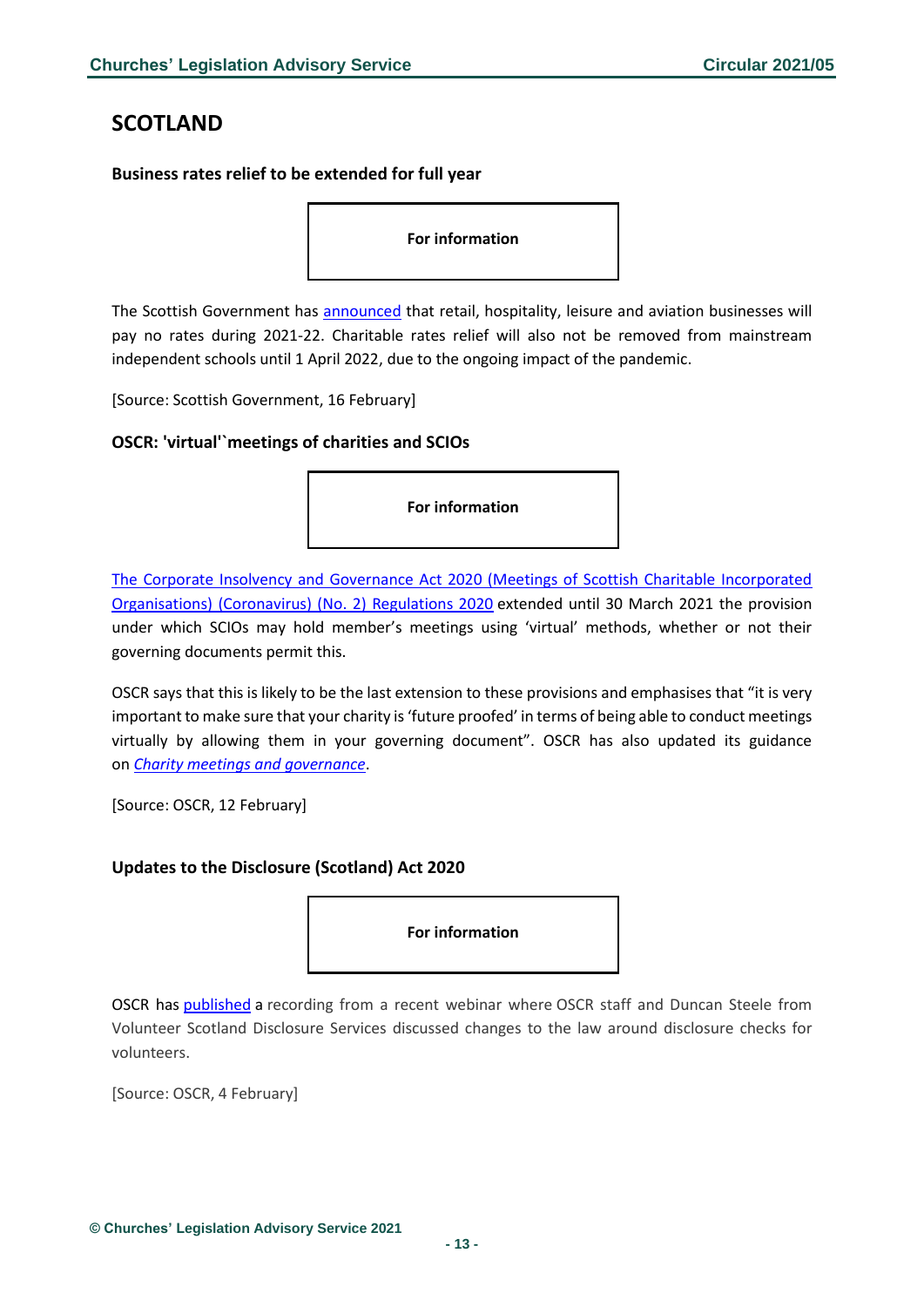# SCOTLAND

### Business rates relief to be extended for full year

**For information**

The Scottish Government has announced that retail, hospitality, leisure and aviation businesses will pay no rates during 2021-22. Charitable rates relief will also not be removed from mainstream independent schools until 1 April 2022, due to the ongoing impact of the pandemic.

[Source: Scottish Government, 16 February]

### OSCR: 'virtual'`meetings of charities and SCIOs

**For information**

The Corporate Insolvency and Governance Act 2020 (Meetings of Scottish Charitable Incorporated Organisations) (Coronavirus) (No. 2) Regulations 2020 extended until 30 March 2021 the provision under which SCIOs may hold member's meetings using 'virtual' methods, whether or not their governing documents permit this.

OSCR says that this is likely to be the last extension to these provisions and emphasises that "it is very important to make sure that your charity is 'future proofed' in terms of being able to conduct meetings virtually by allowing them in your governing document". OSCR has also updated its guidance on *Charity meetings and governance*.

[Source: OSCR, 12 February]

### Updates to the Disclosure (Scotland) Act 2020

**For information**

OSCR has published a recording from a recent webinar where OSCR staff and Duncan Steele from Volunteer Scotland Disclosure Services discussed changes to the law around disclosure checks for volunteers.

[Source: OSCR, 4 February]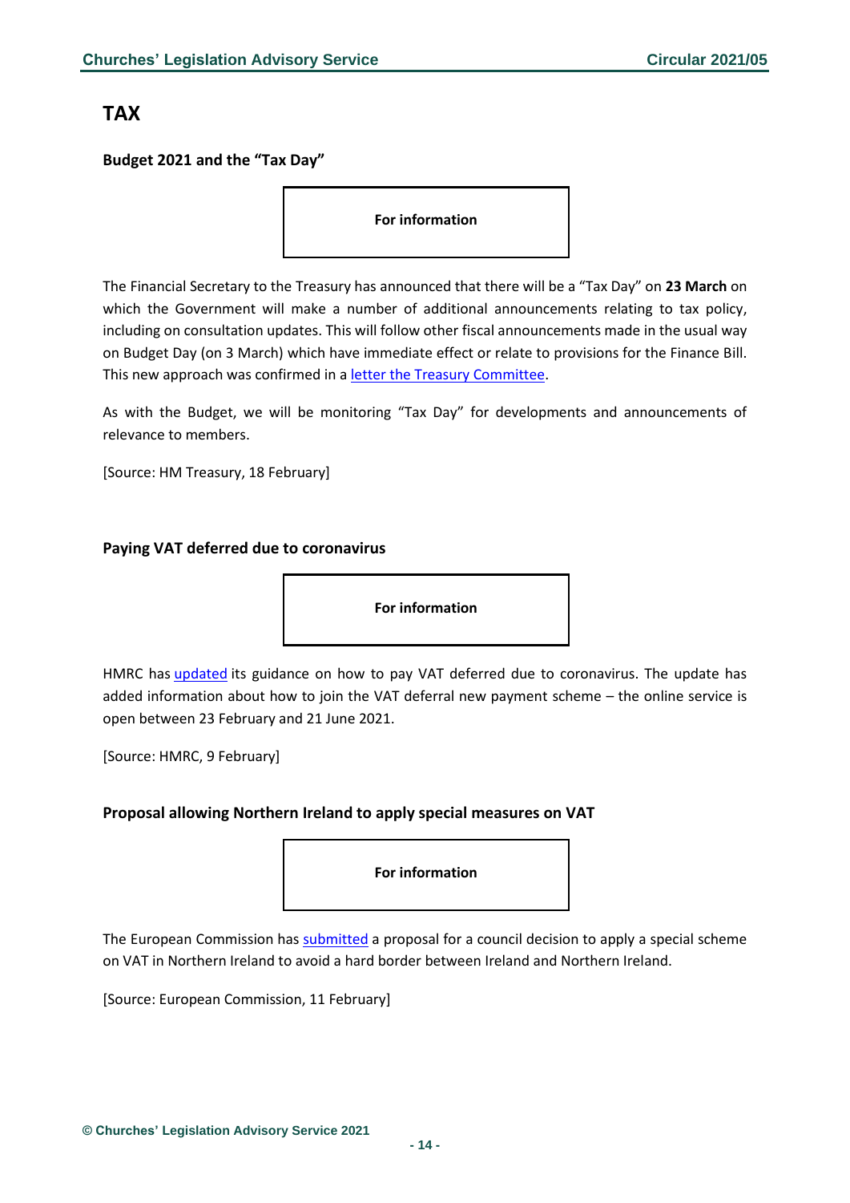# TAX

### Budget 2021 and the "Tax Day"

**For information**

The Financial Secretary to the Treasury has announced that there will be a "Tax Day" on **23 March** on which the Government will make a number of additional announcements relating to tax policy, including on consultation updates. This will follow other fiscal announcements made in the usual way on Budget Day (on 3 March) which have immediate effect or relate to provisions for the Finance Bill. This new approach was confirmed in a letter the Treasury Committee.

As with the Budget, we will be monitoring "Tax Day" for developments and announcements of relevance to members.

[Source: HM Treasury, 18 February]

### Paying VAT deferred due to coronavirus

**For information**

HMRC has updated its guidance on how to pay VAT deferred due to coronavirus. The update has added information about how to join the VAT deferral new payment scheme – the online service is open between 23 February and 21 June 2021.

[Source: HMRC, 9 February]

### Proposal allowing Northern Ireland to apply special measures on VAT

**For information**

The European Commission has submitted a proposal for a council decision to apply a special scheme on VAT in Northern Ireland to avoid a hard border between Ireland and Northern Ireland.

[Source: European Commission, 11 February]